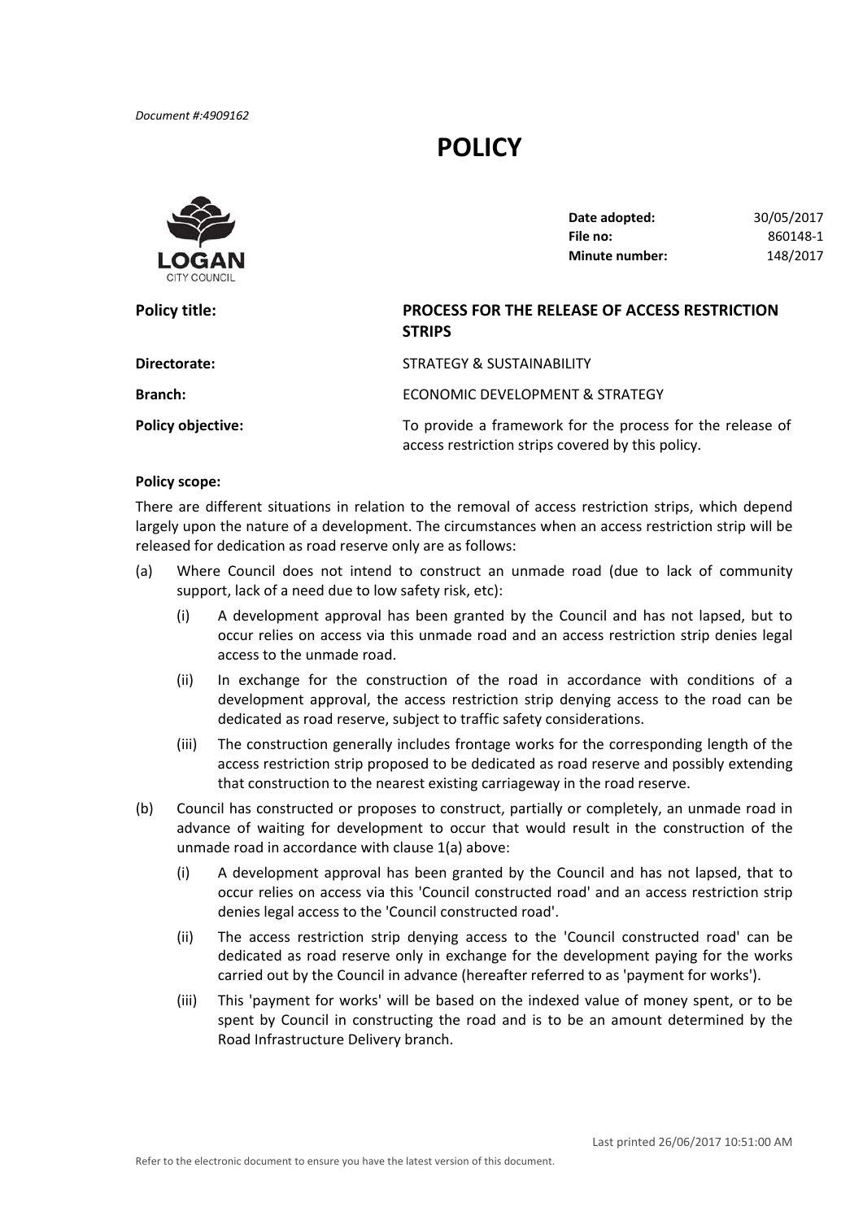*Document #:4909162*

# POLICY

LOGAN CITY COUNCIL

| | |
|---|---|
| **Date adopted:** | 30/05/2017 |
| **File no:** | 860148-1 |
| **Minute number:** | 148/2017 |

**Policy title:** **PROCESS FOR THE RELEASE OF ACCESS RESTRICTION STRIPS**

**Directorate:** STRATEGY & SUSTAINABILITY

**Branch:** ECONOMIC DEVELOPMENT & STRATEGY

**Policy objective:** To provide a framework for the process for the release of access restriction strips covered by this policy.

**Policy scope:**

There are different situations in relation to the removal of access restriction strips, which depend largely upon the nature of a development. The circumstances when an access restriction strip will be released for dedication as road reserve only are as follows:

(a) Where Council does not intend to construct an unmade road (due to lack of community support, lack of a need due to low safety risk, etc):

   (i) A development approval has been granted by the Council and has not lapsed, but to occur relies on access via this unmade road and an access restriction strip denies legal access to the unmade road.

   (ii) In exchange for the construction of the road in accordance with conditions of a development approval, the access restriction strip denying access to the road can be dedicated as road reserve, subject to traffic safety considerations.

   (iii) The construction generally includes frontage works for the corresponding length of the access restriction strip proposed to be dedicated as road reserve and possibly extending that construction to the nearest existing carriageway in the road reserve.

(b) Council has constructed or proposes to construct, partially or completely, an unmade road in advance of waiting for development to occur that would result in the construction of the unmade road in accordance with clause 1(a) above:

   (i) A development approval has been granted by the Council and has not lapsed, that to occur relies on access via this 'Council constructed road' and an access restriction strip denies legal access to the 'Council constructed road'.

   (ii) The access restriction strip denying access to the 'Council constructed road' can be dedicated as road reserve only in exchange for the development paying for the works carried out by the Council in advance (hereafter referred to as 'payment for works').

   (iii) This 'payment for works' will be based on the indexed value of money spent, or to be spent by Council in constructing the road and is to be an amount determined by the Road Infrastructure Delivery branch.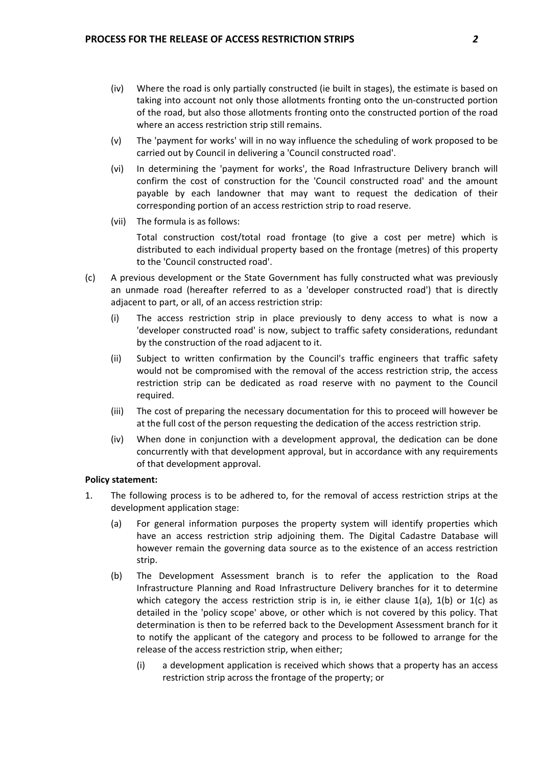(iv) Where the road is only partially constructed (ie built in stages), the estimate is based on taking into account not only those allotments fronting onto the un-constructed portion of the road, but also those allotments fronting onto the constructed portion of the road where an access restriction strip still remains.

(v) The 'payment for works' will in no way influence the scheduling of work proposed to be carried out by Council in delivering a 'Council constructed road'.

(vi) In determining the 'payment for works', the Road Infrastructure Delivery branch will confirm the cost of construction for the 'Council constructed road' and the amount payable by each landowner that may want to request the dedication of their corresponding portion of an access restriction strip to road reserve.

(vii) The formula is as follows:

Total construction cost/total road frontage (to give a cost per metre) which is distributed to each individual property based on the frontage (metres) of this property to the 'Council constructed road'.

(c) A previous development or the State Government has fully constructed what was previously an unmade road (hereafter referred to as a 'developer constructed road') that is directly adjacent to part, or all, of an access restriction strip:

(i) The access restriction strip in place previously to deny access to what is now a 'developer constructed road' is now, subject to traffic safety considerations, redundant by the construction of the road adjacent to it.

(ii) Subject to written confirmation by the Council's traffic engineers that traffic safety would not be compromised with the removal of the access restriction strip, the access restriction strip can be dedicated as road reserve with no payment to the Council required.

(iii) The cost of preparing the necessary documentation for this to proceed will however be at the full cost of the person requesting the dedication of the access restriction strip.

(iv) When done in conjunction with a development approval, the dedication can be done concurrently with that development approval, but in accordance with any requirements of that development approval.

**Policy statement:**

1. The following process is to be adhered to, for the removal of access restriction strips at the development application stage:

(a) For general information purposes the property system will identify properties which have an access restriction strip adjoining them. The Digital Cadastre Database will however remain the governing data source as to the existence of an access restriction strip.

(b) The Development Assessment branch is to refer the application to the Road Infrastructure Planning and Road Infrastructure Delivery branches for it to determine which category the access restriction strip is in, ie either clause 1(a), 1(b) or 1(c) as detailed in the 'policy scope' above, or other which is not covered by this policy. That determination is then to be referred back to the Development Assessment branch for it to notify the applicant of the category and process to be followed to arrange for the release of the access restriction strip, when either;

(i) a development application is received which shows that a property has an access restriction strip across the frontage of the property; or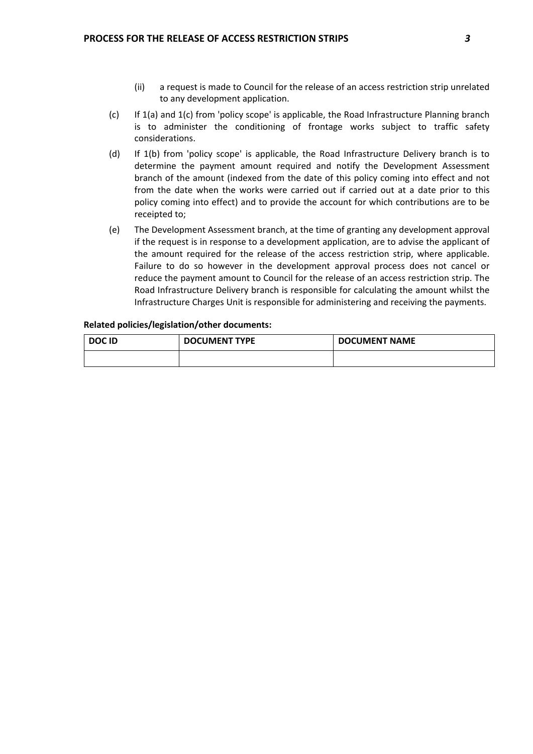(ii) a request is made to Council for the release of an access restriction strip unrelated to any development application.

(c) If 1(a) and 1(c) from 'policy scope' is applicable, the Road Infrastructure Planning branch is to administer the conditioning of frontage works subject to traffic safety considerations.

(d) If 1(b) from 'policy scope' is applicable, the Road Infrastructure Delivery branch is to determine the payment amount required and notify the Development Assessment branch of the amount (indexed from the date of this policy coming into effect and not from the date when the works were carried out if carried out at a date prior to this policy coming into effect) and to provide the account for which contributions are to be receipted to;

(e) The Development Assessment branch, at the time of granting any development approval if the request is in response to a development application, are to advise the applicant of the amount required for the release of the access restriction strip, where applicable. Failure to do so however in the development approval process does not cancel or reduce the payment amount to Council for the release of an access restriction strip. The Road Infrastructure Delivery branch is responsible for calculating the amount whilst the Infrastructure Charges Unit is responsible for administering and receiving the payments.

**Related policies/legislation/other documents:**

| DOC ID | DOCUMENT TYPE | DOCUMENT NAME |
|---|---|---|
| | | |